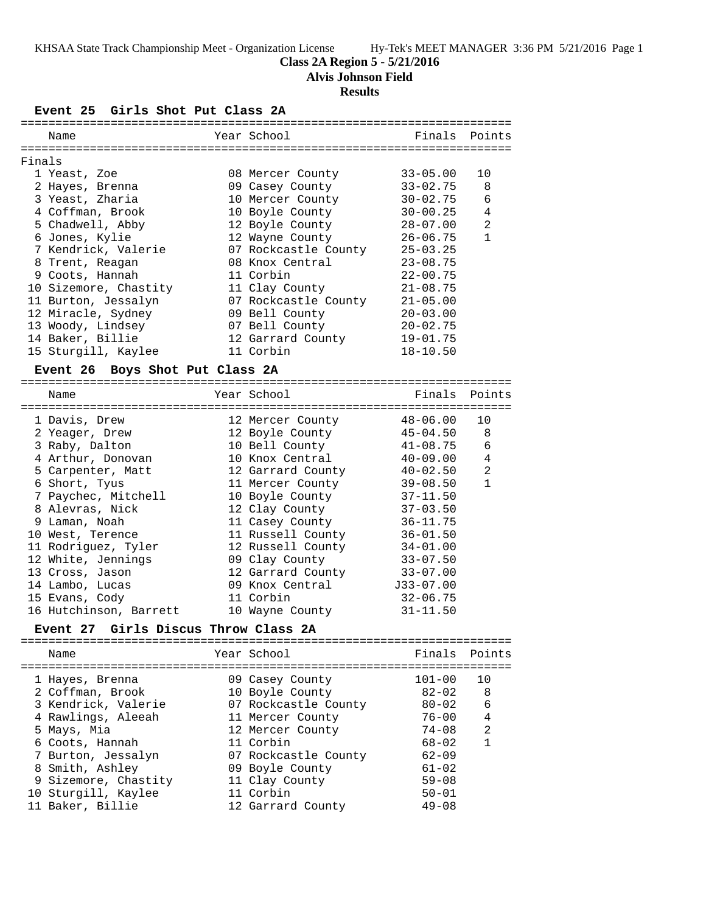KHSAA State Track Championship Meet - Organization License Hy-Tek's MEET MANAGER 3:36 PM 5/21/2016 Page 1

# Class 2A Region 5 - 5/21/2016

## Alvis Johnson Field

## Results

### Event 25 Girls Shot Put Class 2A

Finals

| | Name | Year | School | Finals | Points |
|---|---|---|---|---|---|
| 1 | Yeast, Zoe | 08 | Mercer County | 33-05.00 | 10 |
| 2 | Hayes, Brenna | 09 | Casey County | 33-02.75 | 8 |
| 3 | Yeast, Zharia | 10 | Mercer County | 30-02.75 | 6 |
| 4 | Coffman, Brook | 10 | Boyle County | 30-00.25 | 4 |
| 5 | Chadwell, Abby | 12 | Boyle County | 28-07.00 | 2 |
| 6 | Jones, Kylie | 12 | Wayne County | 26-06.75 | 1 |
| 7 | Kendrick, Valerie | 07 | Rockcastle County | 25-03.25 | |
| 8 | Trent, Reagan | 08 | Knox Central | 23-08.75 | |
| 9 | Coots, Hannah | 11 | Corbin | 22-00.75 | |
| 10 | Sizemore, Chastity | 11 | Clay County | 21-08.75 | |
| 11 | Burton, Jessalyn | 07 | Rockcastle County | 21-05.00 | |
| 12 | Miracle, Sydney | 09 | Bell County | 20-03.00 | |
| 13 | Woody, Lindsey | 07 | Bell County | 20-02.75 | |
| 14 | Baker, Billie | 12 | Garrard County | 19-01.75 | |
| 15 | Sturgill, Kaylee | 11 | Corbin | 18-10.50 | |

### Event 26 Boys Shot Put Class 2A

| | Name | Year | School | Finals | Points |
|---|---|---|---|---|---|
| 1 | Davis, Drew | 12 | Mercer County | 48-06.00 | 10 |
| 2 | Yeager, Drew | 12 | Boyle County | 45-04.50 | 8 |
| 3 | Raby, Dalton | 10 | Bell County | 41-08.75 | 6 |
| 4 | Arthur, Donovan | 10 | Knox Central | 40-09.00 | 4 |
| 5 | Carpenter, Matt | 12 | Garrard County | 40-02.50 | 2 |
| 6 | Short, Tyus | 11 | Mercer County | 39-08.50 | 1 |
| 7 | Paychec, Mitchell | 10 | Boyle County | 37-11.50 | |
| 8 | Alevras, Nick | 12 | Clay County | 37-03.50 | |
| 9 | Laman, Noah | 11 | Casey County | 36-11.75 | |
| 10 | West, Terence | 11 | Russell County | 36-01.50 | |
| 11 | Rodriguez, Tyler | 12 | Russell County | 34-01.00 | |
| 12 | White, Jennings | 09 | Clay County | 33-07.50 | |
| 13 | Cross, Jason | 12 | Garrard County | 33-07.00 | |
| 14 | Lambo, Lucas | 09 | Knox Central | J33-07.00 | |
| 15 | Evans, Cody | 11 | Corbin | 32-06.75 | |
| 16 | Hutchinson, Barrett | 10 | Wayne County | 31-11.50 | |

### Event 27 Girls Discus Throw Class 2A

| | Name | Year | School | Finals | Points |
|---|---|---|---|---|---|
| 1 | Hayes, Brenna | 09 | Casey County | 101-00 | 10 |
| 2 | Coffman, Brook | 10 | Boyle County | 82-02 | 8 |
| 3 | Kendrick, Valerie | 07 | Rockcastle County | 80-02 | 6 |
| 4 | Rawlings, Aleeah | 11 | Mercer County | 76-00 | 4 |
| 5 | Mays, Mia | 12 | Mercer County | 74-08 | 2 |
| 6 | Coots, Hannah | 11 | Corbin | 68-02 | 1 |
| 7 | Burton, Jessalyn | 07 | Rockcastle County | 62-09 | |
| 8 | Smith, Ashley | 09 | Boyle County | 61-02 | |
| 9 | Sizemore, Chastity | 11 | Clay County | 59-08 | |
| 10 | Sturgill, Kaylee | 11 | Corbin | 50-01 | |
| 11 | Baker, Billie | 12 | Garrard County | 49-08 | |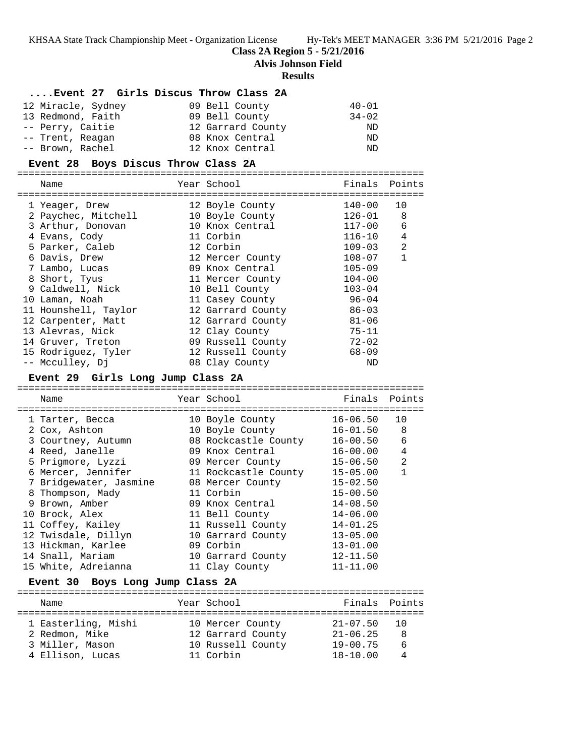## ....Event 27 Girls Discus Throw Class 2A

| Name | Year | School | Finals | Points |
|---|---|---|---|---|
| 12 Miracle, Sydney | 09 | Bell County | 40-01 | |
| 13 Redmond, Faith | 09 | Bell County | 34-02 | |
| -- Perry, Caitie | 12 | Garrard County | ND | |
| -- Trent, Reagan | 08 | Knox Central | ND | |
| -- Brown, Rachel | 12 | Knox Central | ND | |

## Event 28 Boys Discus Throw Class 2A

| Name | Year | School | Finals | Points |
|---|---|---|---|---|
| 1 Yeager, Drew | 12 | Boyle County | 140-00 | 10 |
| 2 Paychec, Mitchell | 10 | Boyle County | 126-01 | 8 |
| 3 Arthur, Donovan | 10 | Knox Central | 117-00 | 6 |
| 4 Evans, Cody | 11 | Corbin | 116-10 | 4 |
| 5 Parker, Caleb | 12 | Corbin | 109-03 | 2 |
| 6 Davis, Drew | 12 | Mercer County | 108-07 | 1 |
| 7 Lambo, Lucas | 09 | Knox Central | 105-09 | |
| 8 Short, Tyus | 11 | Mercer County | 104-00 | |
| 9 Caldwell, Nick | 10 | Bell County | 103-04 | |
| 10 Laman, Noah | 11 | Casey County | 96-04 | |
| 11 Hounshell, Taylor | 12 | Garrard County | 86-03 | |
| 12 Carpenter, Matt | 12 | Garrard County | 81-06 | |
| 13 Alevras, Nick | 12 | Clay County | 75-11 | |
| 14 Gruver, Treton | 09 | Russell County | 72-02 | |
| 15 Rodriguez, Tyler | 12 | Russell County | 68-09 | |
| -- Mcculley, Dj | 08 | Clay County | ND | |

## Event 29 Girls Long Jump Class 2A

| Name | Year | School | Finals | Points |
|---|---|---|---|---|
| 1 Tarter, Becca | 10 | Boyle County | 16-06.50 | 10 |
| 2 Cox, Ashton | 10 | Boyle County | 16-01.50 | 8 |
| 3 Courtney, Autumn | 08 | Rockcastle County | 16-00.50 | 6 |
| 4 Reed, Janelle | 09 | Knox Central | 16-00.00 | 4 |
| 5 Prigmore, Lyzzi | 09 | Mercer County | 15-06.50 | 2 |
| 6 Mercer, Jennifer | 11 | Rockcastle County | 15-05.00 | 1 |
| 7 Bridgewater, Jasmine | 08 | Mercer County | 15-02.50 | |
| 8 Thompson, Mady | 11 | Corbin | 15-00.50 | |
| 9 Brown, Amber | 09 | Knox Central | 14-08.50 | |
| 10 Brock, Alex | 11 | Bell County | 14-06.00 | |
| 11 Coffey, Kailey | 11 | Russell County | 14-01.25 | |
| 12 Twisdale, Dillyn | 10 | Garrard County | 13-05.00 | |
| 13 Hickman, Karlee | 09 | Corbin | 13-01.00 | |
| 14 Snall, Mariam | 10 | Garrard County | 12-11.50 | |
| 15 White, Adreianna | 11 | Clay County | 11-11.00 | |

## Event 30 Boys Long Jump Class 2A

| Name | Year | School | Finals | Points |
|---|---|---|---|---|
| 1 Easterling, Mishi | 10 | Mercer County | 21-07.50 | 10 |
| 2 Redmon, Mike | 12 | Garrard County | 21-06.25 | 8 |
| 3 Miller, Mason | 10 | Russell County | 19-00.75 | 6 |
| 4 Ellison, Lucas | 11 | Corbin | 18-10.00 | 4 |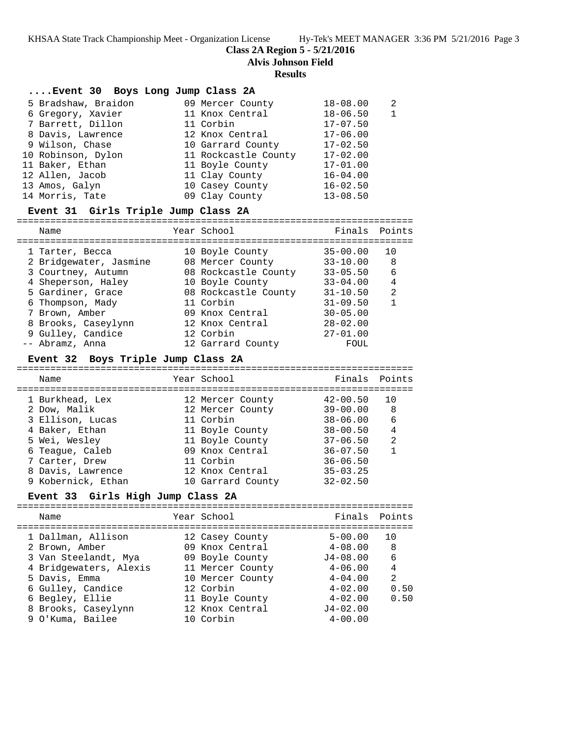# Class 2A Region 5 - 5/21/2016

**Alvis Johnson Field**

**Results**

### ....Event 30 Boys Long Jump Class 2A

| Name | Year | School | Finals | Points |
|---|---|---|---|---|
| 5 Bradshaw, Braidon | 09 | Mercer County | 18-08.00 | 2 |
| 6 Gregory, Xavier | 11 | Knox Central | 18-06.50 | 1 |
| 7 Barrett, Dillon | 11 | Corbin | 17-07.50 | |
| 8 Davis, Lawrence | 12 | Knox Central | 17-06.00 | |
| 9 Wilson, Chase | 10 | Garrard County | 17-02.50 | |
| 10 Robinson, Dylon | 11 | Rockcastle County | 17-02.00 | |
| 11 Baker, Ethan | 11 | Boyle County | 17-01.00 | |
| 12 Allen, Jacob | 11 | Clay County | 16-04.00 | |
| 13 Amos, Galyn | 10 | Casey County | 16-02.50 | |
| 14 Morris, Tate | 09 | Clay County | 13-08.50 | |

### Event 31 Girls Triple Jump Class 2A

| Name | Year | School | Finals | Points |
|---|---|---|---|---|
| 1 Tarter, Becca | 10 | Boyle County | 35-00.00 | 10 |
| 2 Bridgewater, Jasmine | 08 | Mercer County | 33-10.00 | 8 |
| 3 Courtney, Autumn | 08 | Rockcastle County | 33-05.50 | 6 |
| 4 Sheperson, Haley | 10 | Boyle County | 33-04.00 | 4 |
| 5 Gardiner, Grace | 08 | Rockcastle County | 31-10.50 | 2 |
| 6 Thompson, Mady | 11 | Corbin | 31-09.50 | 1 |
| 7 Brown, Amber | 09 | Knox Central | 30-05.00 | |
| 8 Brooks, Caseylynn | 12 | Knox Central | 28-02.00 | |
| 9 Gulley, Candice | 12 | Corbin | 27-01.00 | |
| -- Abramz, Anna | 12 | Garrard County | FOUL | |

### Event 32 Boys Triple Jump Class 2A

| Name | Year | School | Finals | Points |
|---|---|---|---|---|
| 1 Burkhead, Lex | 12 | Mercer County | 42-00.50 | 10 |
| 2 Dow, Malik | 12 | Mercer County | 39-00.00 | 8 |
| 3 Ellison, Lucas | 11 | Corbin | 38-06.00 | 6 |
| 4 Baker, Ethan | 11 | Boyle County | 38-00.50 | 4 |
| 5 Wei, Wesley | 11 | Boyle County | 37-06.50 | 2 |
| 6 Teague, Caleb | 09 | Knox Central | 36-07.50 | 1 |
| 7 Carter, Drew | 11 | Corbin | 36-06.50 | |
| 8 Davis, Lawrence | 12 | Knox Central | 35-03.25 | |
| 9 Kobernick, Ethan | 10 | Garrard County | 32-02.50 | |

### Event 33 Girls High Jump Class 2A

| Name | Year | School | Finals | Points |
|---|---|---|---|---|
| 1 Dallman, Allison | 12 | Casey County | 5-00.00 | 10 |
| 2 Brown, Amber | 09 | Knox Central | 4-08.00 | 8 |
| 3 Van Steelandt, Mya | 09 | Boyle County | J4-08.00 | 6 |
| 4 Bridgewaters, Alexis | 11 | Mercer County | 4-06.00 | 4 |
| 5 Davis, Emma | 10 | Mercer County | 4-04.00 | 2 |
| 6 Gulley, Candice | 12 | Corbin | 4-02.00 | 0.50 |
| 6 Begley, Ellie | 11 | Boyle County | 4-02.00 | 0.50 |
| 8 Brooks, Caseylynn | 12 | Knox Central | J4-02.00 | |
| 9 O'Kuma, Bailee | 10 | Corbin | 4-00.00 | |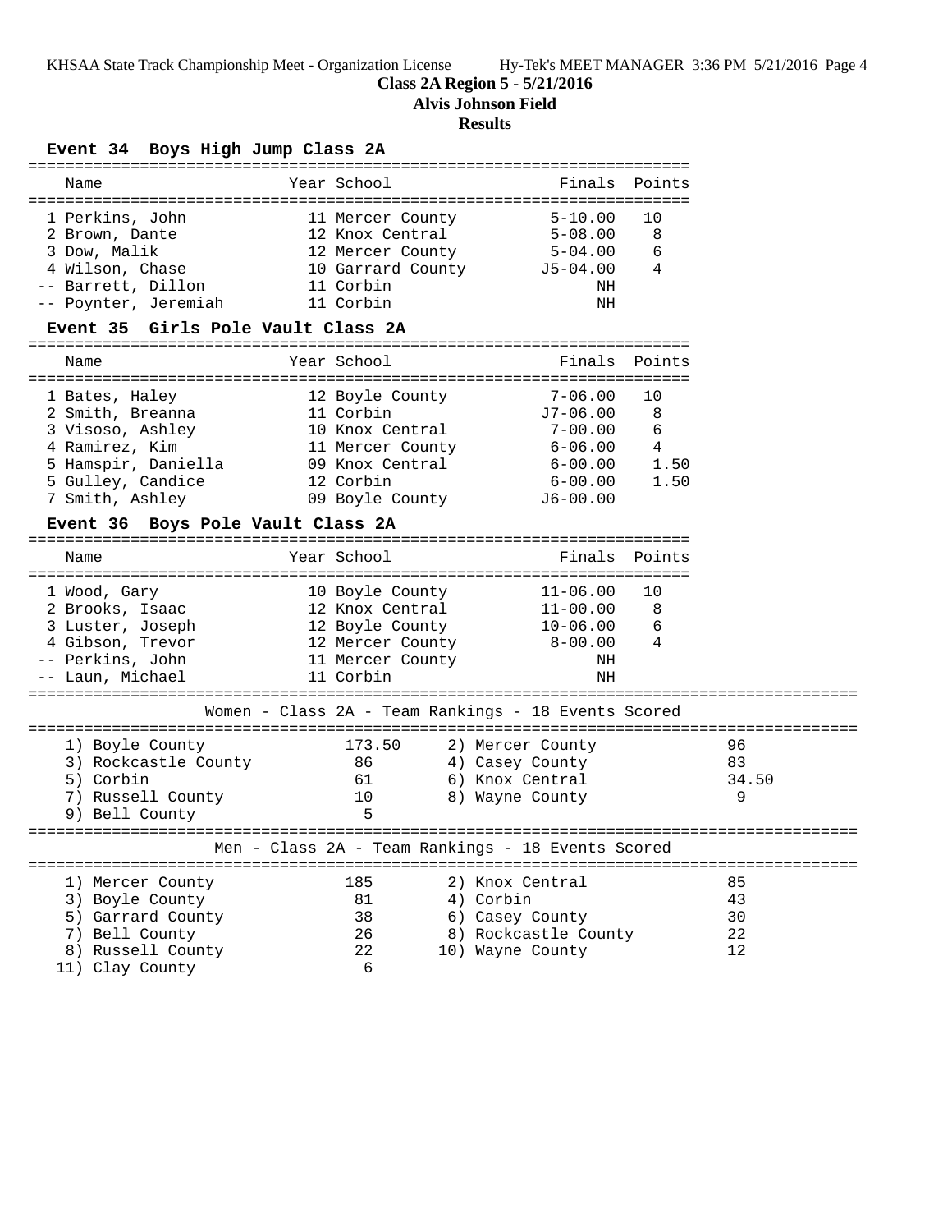KHSAA State Track Championship Meet - Organization License Hy-Tek's MEET MANAGER 3:36 PM 5/21/2016 Page 4

**Class 2A Region 5 - 5/21/2016**

**Alvis Johnson Field**

**Results**

### Event 34 Boys High Jump Class 2A

| Name | Year | School | Finals | Points |
|---|---|---|---|---|
| 1 Perkins, John | 11 | Mercer County | 5-10.00 | 10 |
| 2 Brown, Dante | 12 | Knox Central | 5-08.00 | 8 |
| 3 Dow, Malik | 12 | Mercer County | 5-04.00 | 6 |
| 4 Wilson, Chase | 10 | Garrard County | J5-04.00 | 4 |
| -- Barrett, Dillon | 11 | Corbin | NH | |
| -- Poynter, Jeremiah | 11 | Corbin | NH | |

### Event 35 Girls Pole Vault Class 2A

| Name | Year | School | Finals | Points |
|---|---|---|---|---|
| 1 Bates, Haley | 12 | Boyle County | 7-06.00 | 10 |
| 2 Smith, Breanna | 11 | Corbin | J7-06.00 | 8 |
| 3 Visoso, Ashley | 10 | Knox Central | 7-00.00 | 6 |
| 4 Ramirez, Kim | 11 | Mercer County | 6-06.00 | 4 |
| 5 Hamspir, Daniella | 09 | Knox Central | 6-00.00 | 1.50 |
| 5 Gulley, Candice | 12 | Corbin | 6-00.00 | 1.50 |
| 7 Smith, Ashley | 09 | Boyle County | J6-00.00 | |

### Event 36 Boys Pole Vault Class 2A

| Name | Year | School | Finals | Points |
|---|---|---|---|---|
| 1 Wood, Gary | 10 | Boyle County | 11-06.00 | 10 |
| 2 Brooks, Isaac | 12 | Knox Central | 11-00.00 | 8 |
| 3 Luster, Joseph | 12 | Boyle County | 10-06.00 | 6 |
| 4 Gibson, Trevor | 12 | Mercer County | 8-00.00 | 4 |
| -- Perkins, John | 11 | Mercer County | NH | |
| -- Laun, Michael | 11 | Corbin | NH | |

### Women - Class 2A - Team Rankings - 18 Events Scored

| | | | |
|---|---|---|---|
| 1) Boyle County | 173.50 | 2) Mercer County | 96 |
| 3) Rockcastle County | 86 | 4) Casey County | 83 |
| 5) Corbin | 61 | 6) Knox Central | 34.50 |
| 7) Russell County | 10 | 8) Wayne County | 9 |
| 9) Bell County | 5 | | |

### Men - Class 2A - Team Rankings - 18 Events Scored

| | | | |
|---|---|---|---|
| 1) Mercer County | 185 | 2) Knox Central | 85 |
| 3) Boyle County | 81 | 4) Corbin | 43 |
| 5) Garrard County | 38 | 6) Casey County | 30 |
| 7) Bell County | 26 | 8) Rockcastle County | 22 |
| 8) Russell County | 22 | 10) Wayne County | 12 |
| 11) Clay County | 6 | | |